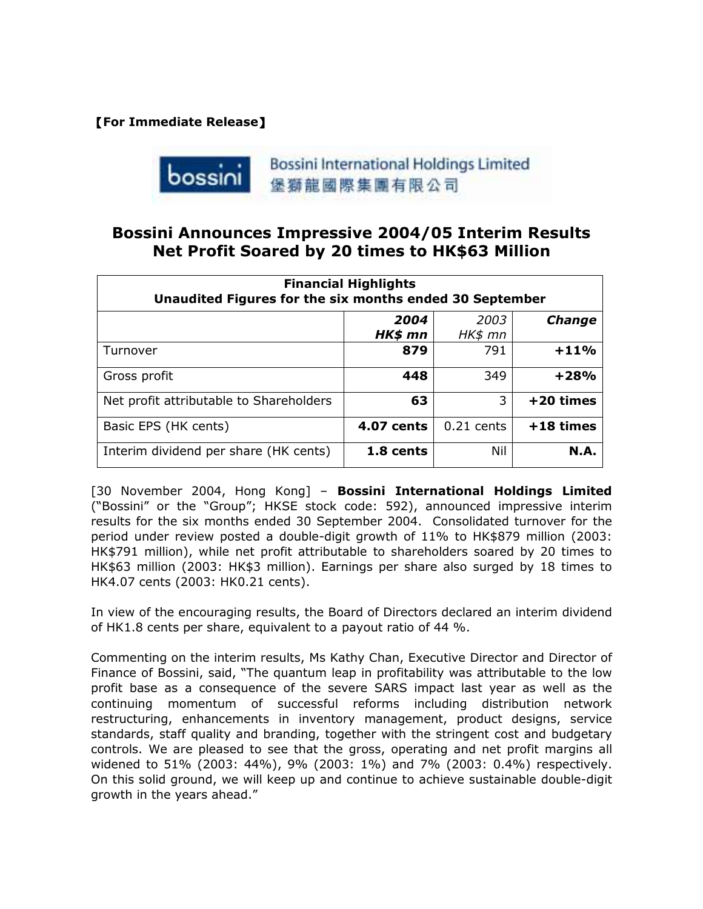【For Immediate Release】

Bossini International Holdings Limited
堡獅龍國際集團有限公司

# Bossini Announces Impressive 2004/05 Interim Results Net Profit Soared by 20 times to HK$63 Million

| Financial Highlights<br>Unaudited Figures for the six months ended 30 September | | | |
|---|---|---|---|
| | ***2004 HK$ mn*** | *2003 HK$ mn* | ***Change*** |
| Turnover | **879** | 791 | **+11%** |
| Gross profit | **448** | 349 | **+28%** |
| Net profit attributable to Shareholders | **63** | 3 | **+20 times** |
| Basic EPS (HK cents) | **4.07 cents** | 0.21 cents | **+18 times** |
| Interim dividend per share (HK cents) | **1.8 cents** | Nil | **N.A.** |

[30 November 2004, Hong Kong] – **Bossini International Holdings Limited** ("Bossini" or the "Group"; HKSE stock code: 592), announced impressive interim results for the six months ended 30 September 2004. Consolidated turnover for the period under review posted a double-digit growth of 11% to HK$879 million (2003: HK$791 million), while net profit attributable to shareholders soared by 20 times to HK$63 million (2003: HK$3 million). Earnings per share also surged by 18 times to HK4.07 cents (2003: HK0.21 cents).

In view of the encouraging results, the Board of Directors declared an interim dividend of HK1.8 cents per share, equivalent to a payout ratio of 44 %.

Commenting on the interim results, Ms Kathy Chan, Executive Director and Director of Finance of Bossini, said, "The quantum leap in profitability was attributable to the low profit base as a consequence of the severe SARS impact last year as well as the continuing momentum of successful reforms including distribution network restructuring, enhancements in inventory management, product designs, service standards, staff quality and branding, together with the stringent cost and budgetary controls. We are pleased to see that the gross, operating and net profit margins all widened to 51% (2003: 44%), 9% (2003: 1%) and 7% (2003: 0.4%) respectively. On this solid ground, we will keep up and continue to achieve sustainable double-digit growth in the years ahead."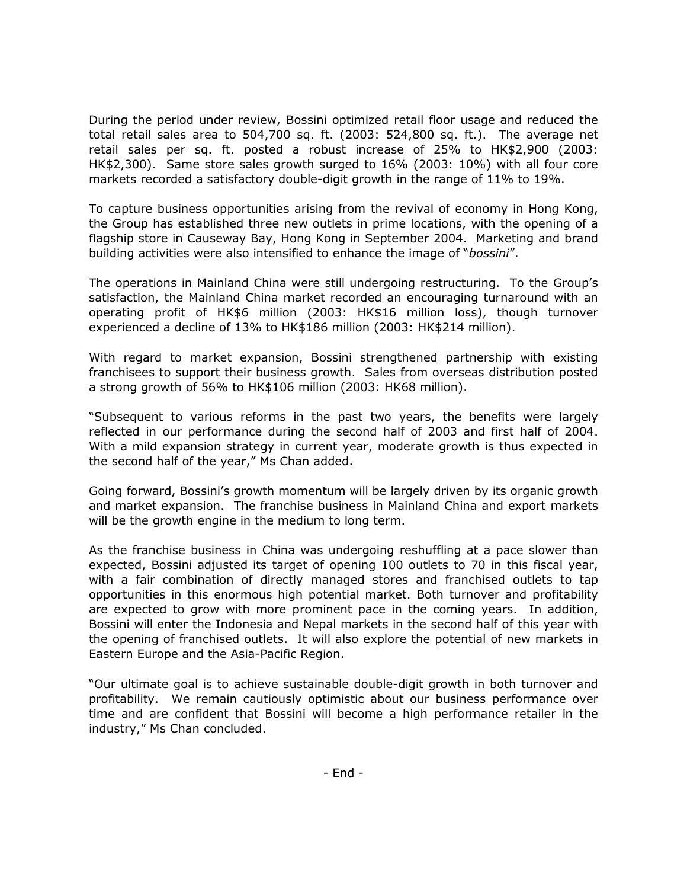During the period under review, Bossini optimized retail floor usage and reduced the total retail sales area to 504,700 sq. ft. (2003: 524,800 sq. ft.). The average net retail sales per sq. ft. posted a robust increase of 25% to HK$2,900 (2003: HK$2,300). Same store sales growth surged to 16% (2003: 10%) with all four core markets recorded a satisfactory double-digit growth in the range of 11% to 19%.

To capture business opportunities arising from the revival of economy in Hong Kong, the Group has established three new outlets in prime locations, with the opening of a flagship store in Causeway Bay, Hong Kong in September 2004. Marketing and brand building activities were also intensified to enhance the image of "*bossini*".

The operations in Mainland China were still undergoing restructuring. To the Group's satisfaction, the Mainland China market recorded an encouraging turnaround with an operating profit of HK$6 million (2003: HK$16 million loss), though turnover experienced a decline of 13% to HK$186 million (2003: HK$214 million).

With regard to market expansion, Bossini strengthened partnership with existing franchisees to support their business growth. Sales from overseas distribution posted a strong growth of 56% to HK$106 million (2003: HK68 million).

"Subsequent to various reforms in the past two years, the benefits were largely reflected in our performance during the second half of 2003 and first half of 2004. With a mild expansion strategy in current year, moderate growth is thus expected in the second half of the year," Ms Chan added.

Going forward, Bossini's growth momentum will be largely driven by its organic growth and market expansion. The franchise business in Mainland China and export markets will be the growth engine in the medium to long term.

As the franchise business in China was undergoing reshuffling at a pace slower than expected, Bossini adjusted its target of opening 100 outlets to 70 in this fiscal year, with a fair combination of directly managed stores and franchised outlets to tap opportunities in this enormous high potential market. Both turnover and profitability are expected to grow with more prominent pace in the coming years. In addition, Bossini will enter the Indonesia and Nepal markets in the second half of this year with the opening of franchised outlets. It will also explore the potential of new markets in Eastern Europe and the Asia-Pacific Region.

"Our ultimate goal is to achieve sustainable double-digit growth in both turnover and profitability. We remain cautiously optimistic about our business performance over time and are confident that Bossini will become a high performance retailer in the industry," Ms Chan concluded.

- End -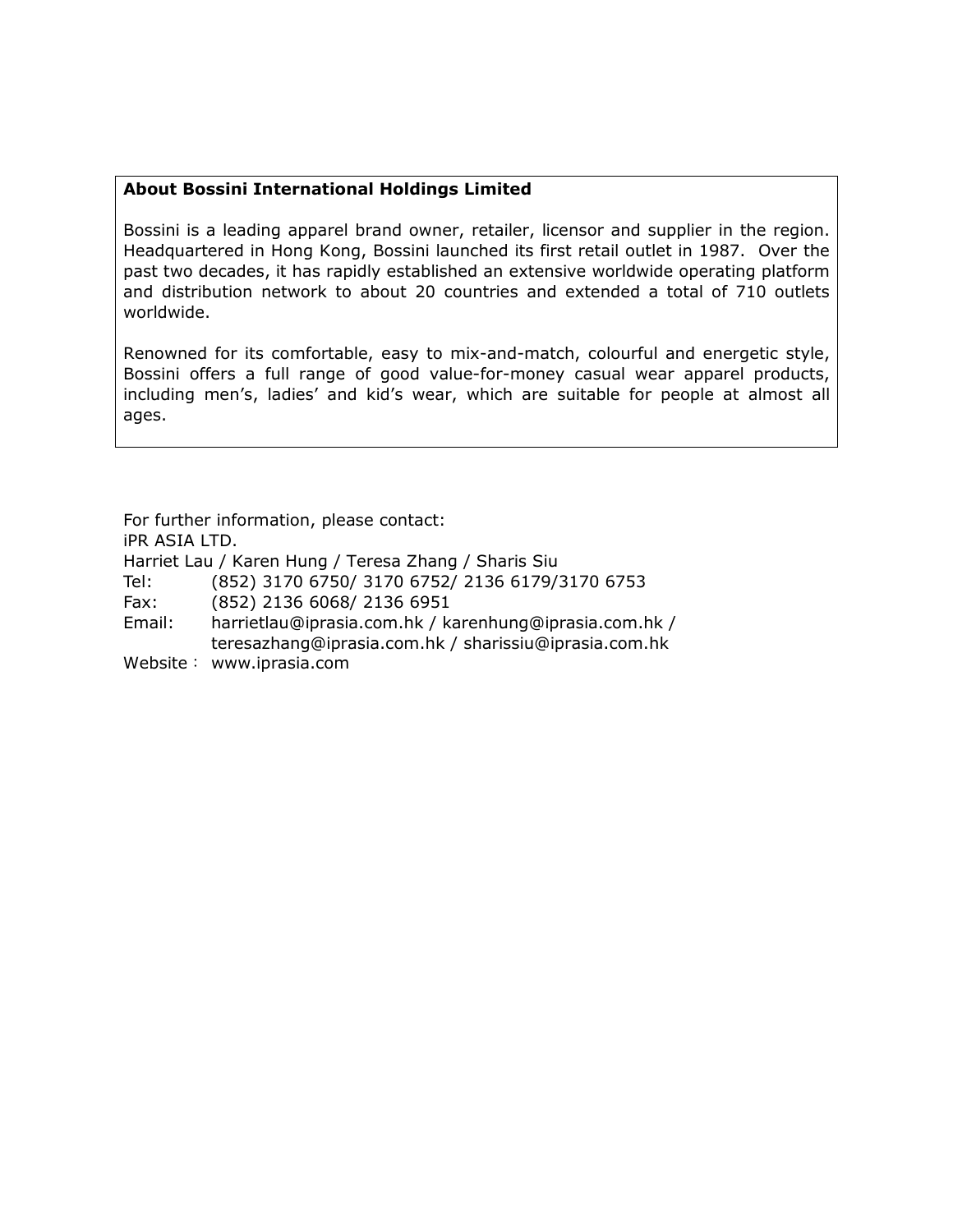**About Bossini International Holdings Limited**

Bossini is a leading apparel brand owner, retailer, licensor and supplier in the region. Headquartered in Hong Kong, Bossini launched its first retail outlet in 1987. Over the past two decades, it has rapidly established an extensive worldwide operating platform and distribution network to about 20 countries and extended a total of 710 outlets worldwide.

Renowned for its comfortable, easy to mix-and-match, colourful and energetic style, Bossini offers a full range of good value-for-money casual wear apparel products, including men's, ladies' and kid's wear, which are suitable for people at almost all ages.

For further information, please contact:
iPR ASIA LTD.
Harriet Lau / Karen Hung / Teresa Zhang / Sharis Siu
Tel: (852) 3170 6750/ 3170 6752/ 2136 6179/3170 6753
Fax: (852) 2136 6068/ 2136 6951
Email: harrietlau@iprasia.com.hk / karenhung@iprasia.com.hk / teresazhang@iprasia.com.hk / sharissiu@iprasia.com.hk
Website： www.iprasia.com